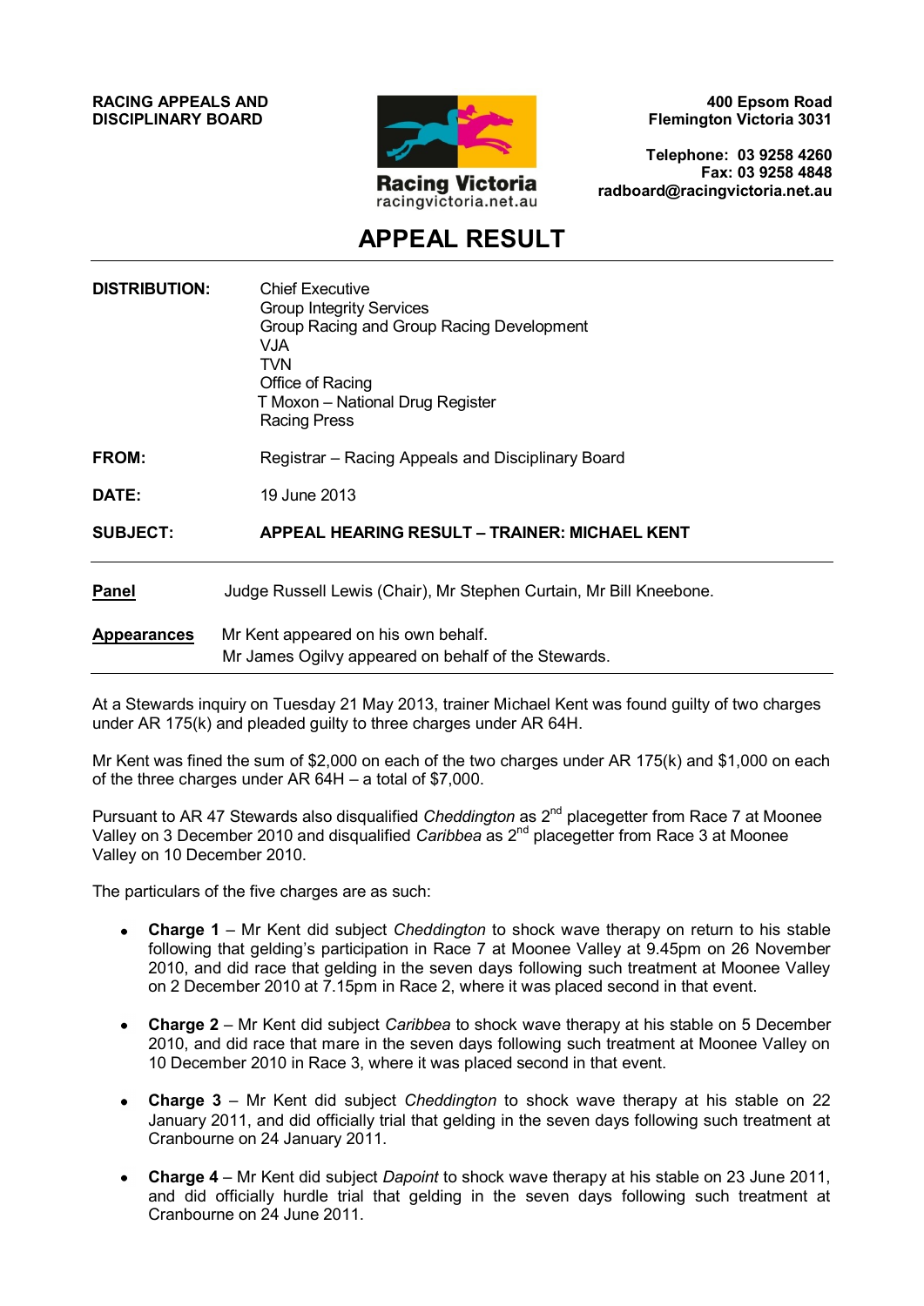**RACING APPEALS AND DISCIPLINARY BOARD**

Racing Victoria
racingvictoria.net.au

**400 Epsom Road**
**Flemington Victoria 3031**

**Telephone: 03 9258 4260**
**Fax: 03 9258 4848**
**radboard@racingvictoria.net.au**

# APPEAL RESULT

**DISTRIBUTION:** Chief Executive
Group Integrity Services
Group Racing and Group Racing Development
VJA
TVN
Office of Racing
T Moxon – National Drug Register
Racing Press

**FROM:** Registrar – Racing Appeals and Disciplinary Board

**DATE:** 19 June 2013

**SUBJECT:** **APPEAL HEARING RESULT – TRAINER: MICHAEL KENT**

**Panel** Judge Russell Lewis (Chair), Mr Stephen Curtain, Mr Bill Kneebone.

**Appearances** Mr Kent appeared on his own behalf.
Mr James Ogilvy appeared on behalf of the Stewards.

At a Stewards inquiry on Tuesday 21 May 2013, trainer Michael Kent was found guilty of two charges under AR 175(k) and pleaded guilty to three charges under AR 64H.

Mr Kent was fined the sum of $2,000 on each of the two charges under AR 175(k) and $1,000 on each of the three charges under AR 64H – a total of $7,000.

Pursuant to AR 47 Stewards also disqualified *Cheddington* as 2nd placegetter from Race 7 at Moonee Valley on 3 December 2010 and disqualified *Caribbea* as 2nd placegetter from Race 3 at Moonee Valley on 10 December 2010.

The particulars of the five charges are as such:

- **Charge 1** – Mr Kent did subject *Cheddington* to shock wave therapy on return to his stable following that gelding's participation in Race 7 at Moonee Valley at 9.45pm on 26 November 2010, and did race that gelding in the seven days following such treatment at Moonee Valley on 2 December 2010 at 7.15pm in Race 2, where it was placed second in that event.

- **Charge 2** – Mr Kent did subject *Caribbea* to shock wave therapy at his stable on 5 December 2010, and did race that mare in the seven days following such treatment at Moonee Valley on 10 December 2010 in Race 3, where it was placed second in that event.

- **Charge 3** – Mr Kent did subject *Cheddington* to shock wave therapy at his stable on 22 January 2011, and did officially trial that gelding in the seven days following such treatment at Cranbourne on 24 January 2011.

- **Charge 4** – Mr Kent did subject *Dapoint* to shock wave therapy at his stable on 23 June 2011, and did officially hurdle trial that gelding in the seven days following such treatment at Cranbourne on 24 June 2011.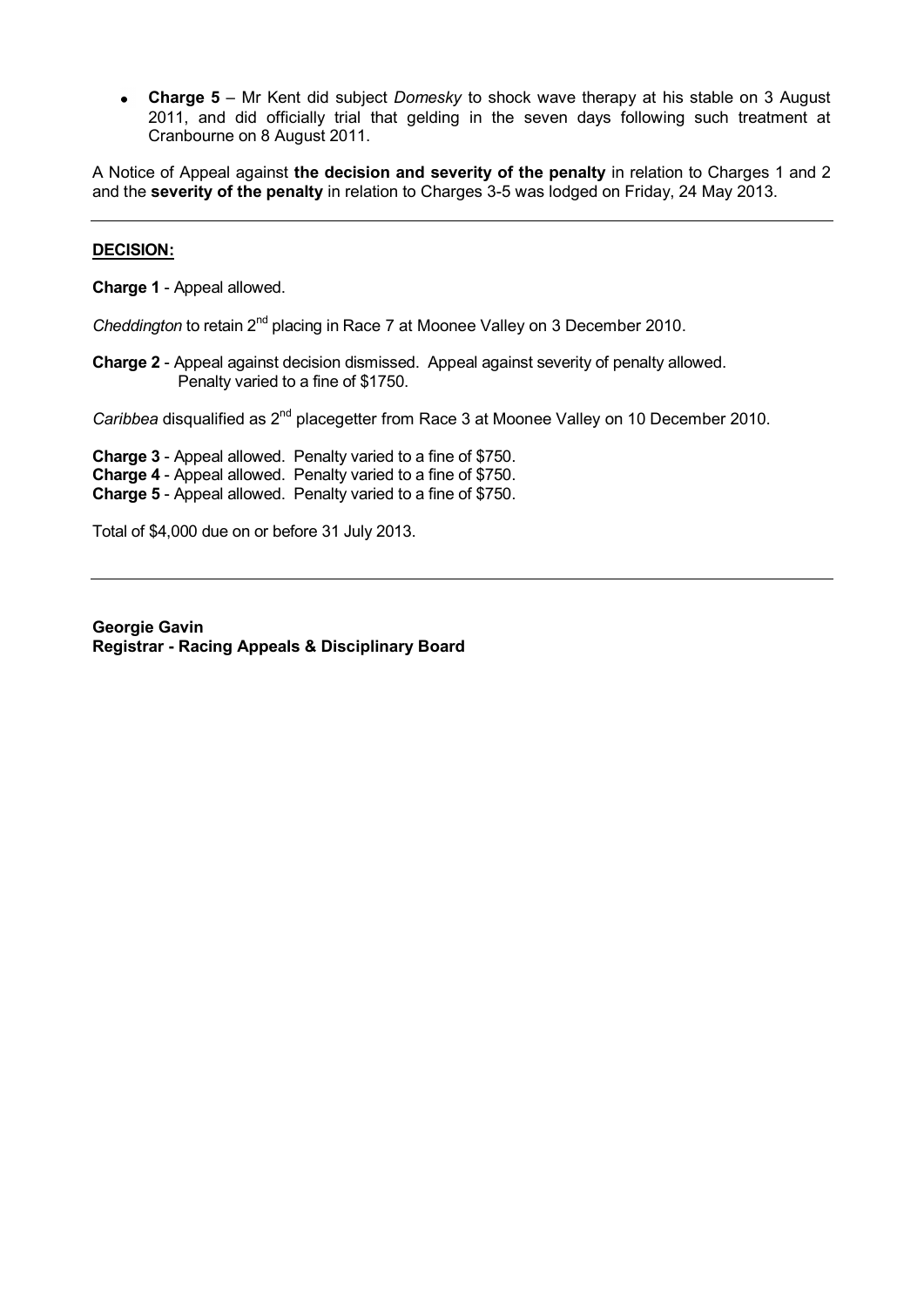- **Charge 5** – Mr Kent did subject *Domesky* to shock wave therapy at his stable on 3 August 2011, and did officially trial that gelding in the seven days following such treatment at Cranbourne on 8 August 2011.

A Notice of Appeal against **the decision and severity of the penalty** in relation to Charges 1 and 2 and the **severity of the penalty** in relation to Charges 3-5 was lodged on Friday, 24 May 2013.

---

**DECISION:**

**Charge 1** - Appeal allowed.

*Cheddington* to retain 2nd placing in Race 7 at Moonee Valley on 3 December 2010.

**Charge 2** - Appeal against decision dismissed. Appeal against severity of penalty allowed. Penalty varied to a fine of $1750.

*Caribbea* disqualified as 2nd placegetter from Race 3 at Moonee Valley on 10 December 2010.

**Charge 3** - Appeal allowed. Penalty varied to a fine of $750.
**Charge 4** - Appeal allowed. Penalty varied to a fine of $750.
**Charge 5** - Appeal allowed. Penalty varied to a fine of $750.

Total of $4,000 due on or before 31 July 2013.

---

**Georgie Gavin**
**Registrar - Racing Appeals & Disciplinary Board**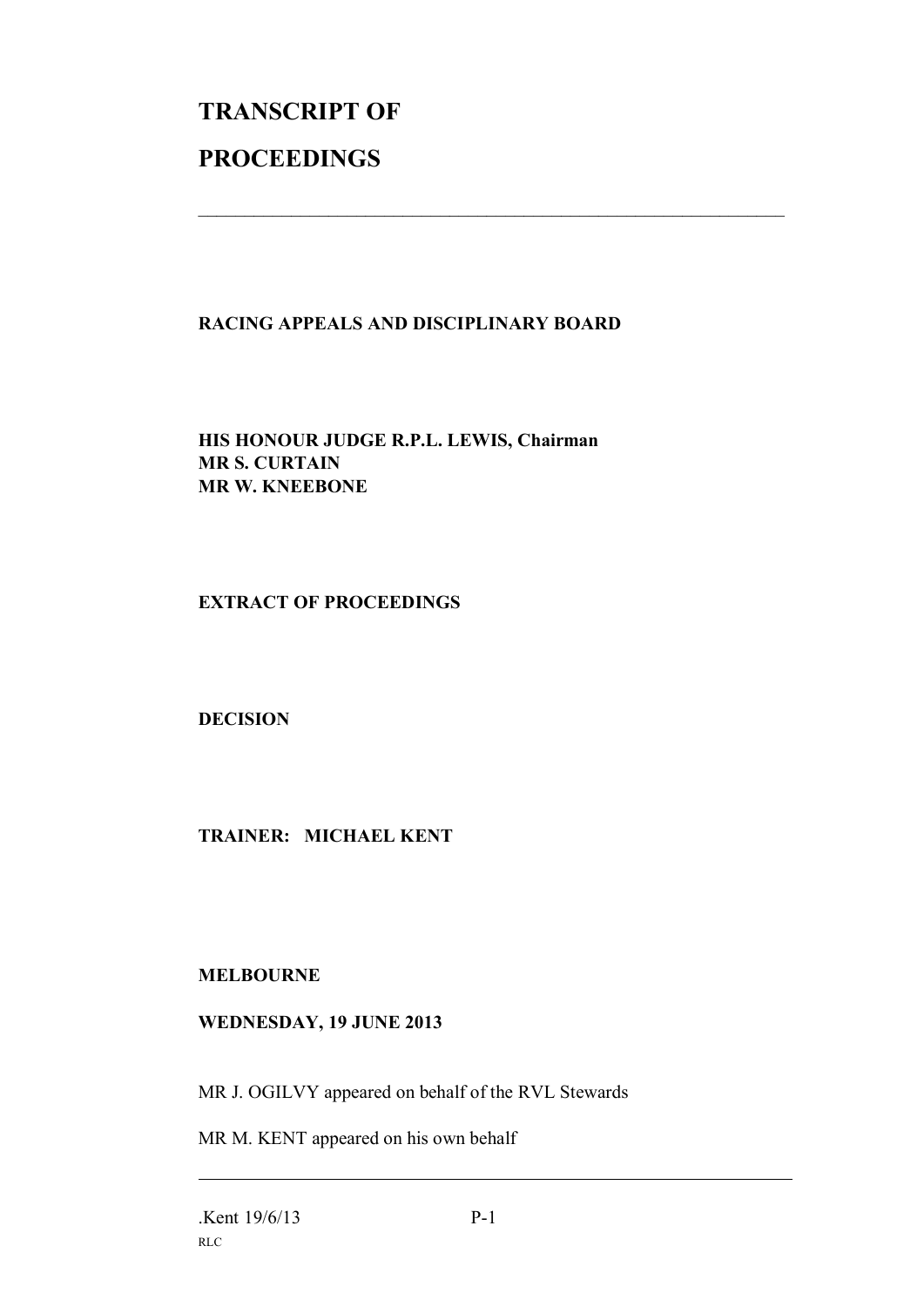# TRANSCRIPT OF

# PROCEEDINGS

---

**RACING APPEALS AND DISCIPLINARY BOARD**

**HIS HONOUR JUDGE R.P.L. LEWIS, Chairman**
**MR S. CURTAIN**
**MR W. KNEEBONE**

**EXTRACT OF PROCEEDINGS**

**DECISION**

**TRAINER: MICHAEL KENT**

**MELBOURNE**

**WEDNESDAY, 19 JUNE 2013**

MR J. OGILVY appeared on behalf of the RVL Stewards

MR M. KENT appeared on his own behalf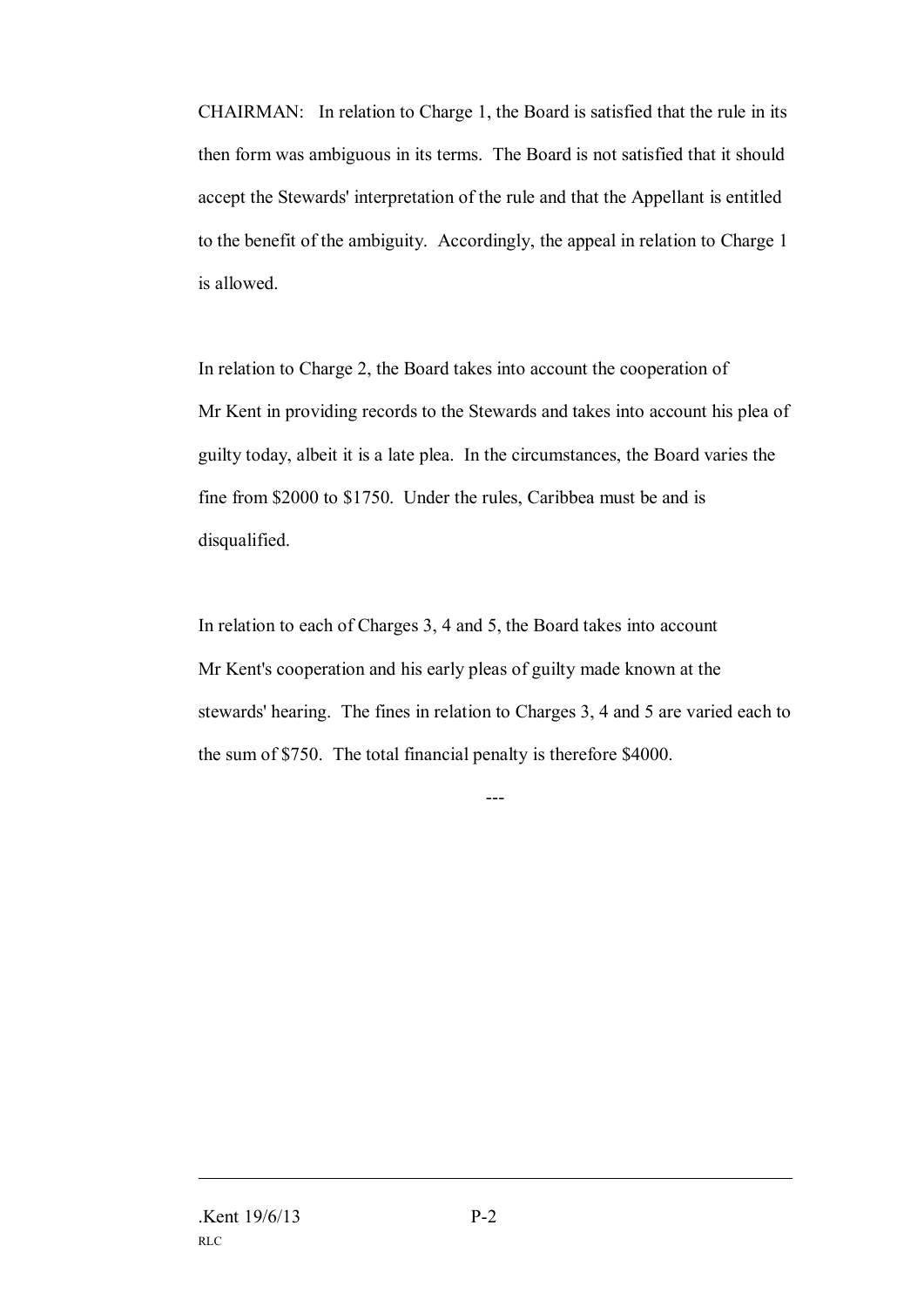CHAIRMAN: In relation to Charge 1, the Board is satisfied that the rule in its then form was ambiguous in its terms. The Board is not satisfied that it should accept the Stewards' interpretation of the rule and that the Appellant is entitled to the benefit of the ambiguity. Accordingly, the appeal in relation to Charge 1 is allowed.

In relation to Charge 2, the Board takes into account the cooperation of Mr Kent in providing records to the Stewards and takes into account his plea of guilty today, albeit it is a late plea. In the circumstances, the Board varies the fine from $2000 to $1750. Under the rules, Caribbea must be and is disqualified.

In relation to each of Charges 3, 4 and 5, the Board takes into account Mr Kent's cooperation and his early pleas of guilty made known at the stewards' hearing. The fines in relation to Charges 3, 4 and 5 are varied each to the sum of $750. The total financial penalty is therefore $4000.

---